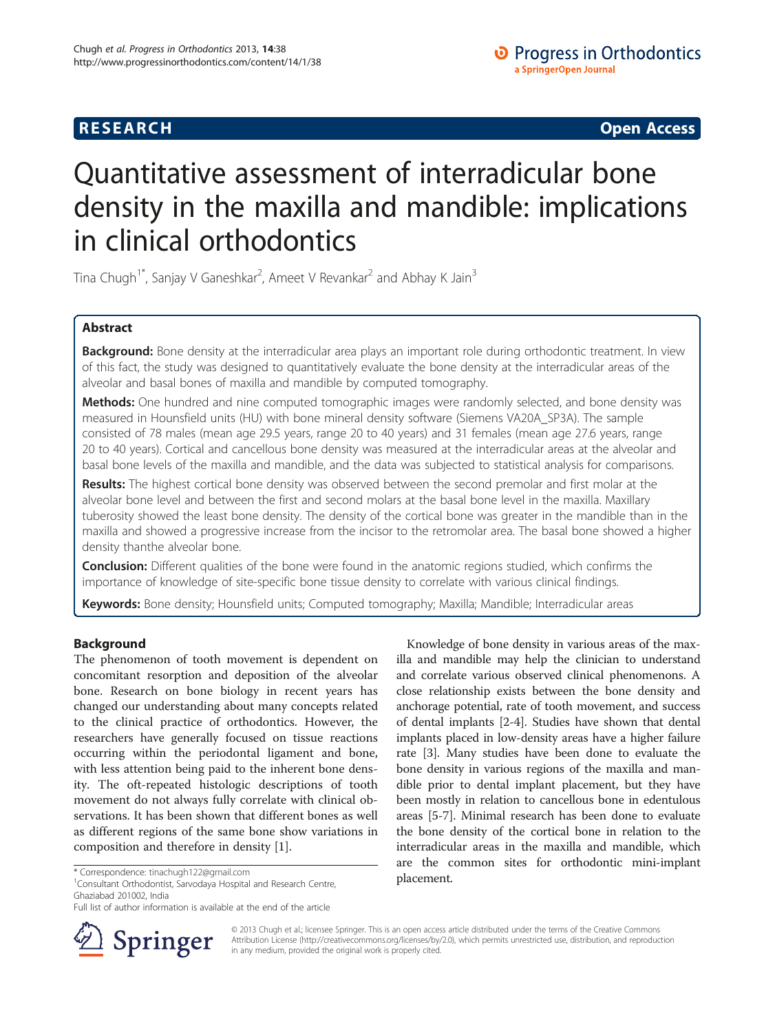RESEARCH Open Access

# Quantitative assessment of interradicular bone density in the maxilla and mandible: implications in clinical orthodontics

Tina Chugh[1*], Sanjay V Ganeshkar[2], Ameet V Revankar[2] and Abhay K Jain[3]

## Abstract

**Background:** Bone density at the interradicular area plays an important role during orthodontic treatment. In view of this fact, the study was designed to quantitatively evaluate the bone density at the interradicular areas of the alveolar and basal bones of maxilla and mandible by computed tomography.

**Methods:** One hundred and nine computed tomographic images were randomly selected, and bone density was measured in Hounsfield units (HU) with bone mineral density software (Siemens VA20A_SP3A). The sample consisted of 78 males (mean age 29.5 years, range 20 to 40 years) and 31 females (mean age 27.6 years, range 20 to 40 years). Cortical and cancellous bone density was measured at the interradicular areas at the alveolar and basal bone levels of the maxilla and mandible, and the data was subjected to statistical analysis for comparisons.

**Results:** The highest cortical bone density was observed between the second premolar and first molar at the alveolar bone level and between the first and second molars at the basal bone level in the maxilla. Maxillary tuberosity showed the least bone density. The density of the cortical bone was greater in the mandible than in the maxilla and showed a progressive increase from the incisor to the retromolar area. The basal bone showed a higher density thanthe alveolar bone.

**Conclusion:** Different qualities of the bone were found in the anatomic regions studied, which confirms the importance of knowledge of site-specific bone tissue density to correlate with various clinical findings.

**Keywords:** Bone density; Hounsfield units; Computed tomography; Maxilla; Mandible; Interradicular areas

## Background

The phenomenon of tooth movement is dependent on concomitant resorption and deposition of the alveolar bone. Research on bone biology in recent years has changed our understanding about many concepts related to the clinical practice of orthodontics. However, the researchers have generally focused on tissue reactions occurring within the periodontal ligament and bone, with less attention being paid to the inherent bone density. The oft-repeated histologic descriptions of tooth movement do not always fully correlate with clinical observations. It has been shown that different bones as well as different regions of the same bone show variations in composition and therefore in density [1].

Knowledge of bone density in various areas of the maxilla and mandible may help the clinician to understand and correlate various observed clinical phenomenons. A close relationship exists between the bone density and anchorage potential, rate of tooth movement, and success of dental implants [2-4]. Studies have shown that dental implants placed in low-density areas have a higher failure rate [3]. Many studies have been done to evaluate the bone density in various regions of the maxilla and mandible prior to dental implant placement, but they have been mostly in relation to cancellous bone in edentulous areas [5-7]. Minimal research has been done to evaluate the bone density of the cortical bone in relation to the interradicular areas in the maxilla and mandible, which are the common sites for orthodontic mini-implant placement.

* Correspondence: tinachugh122@gmail.com
[1]Consultant Orthodontist, Sarvodaya Hospital and Research Centre, Ghaziabad 201002, India
Full list of author information is available at the end of the article

© 2013 Chugh et al.; licensee Springer. This is an open access article distributed under the terms of the Creative Commons Attribution License (http://creativecommons.org/licenses/by/2.0), which permits unrestricted use, distribution, and reproduction in any medium, provided the original work is properly cited.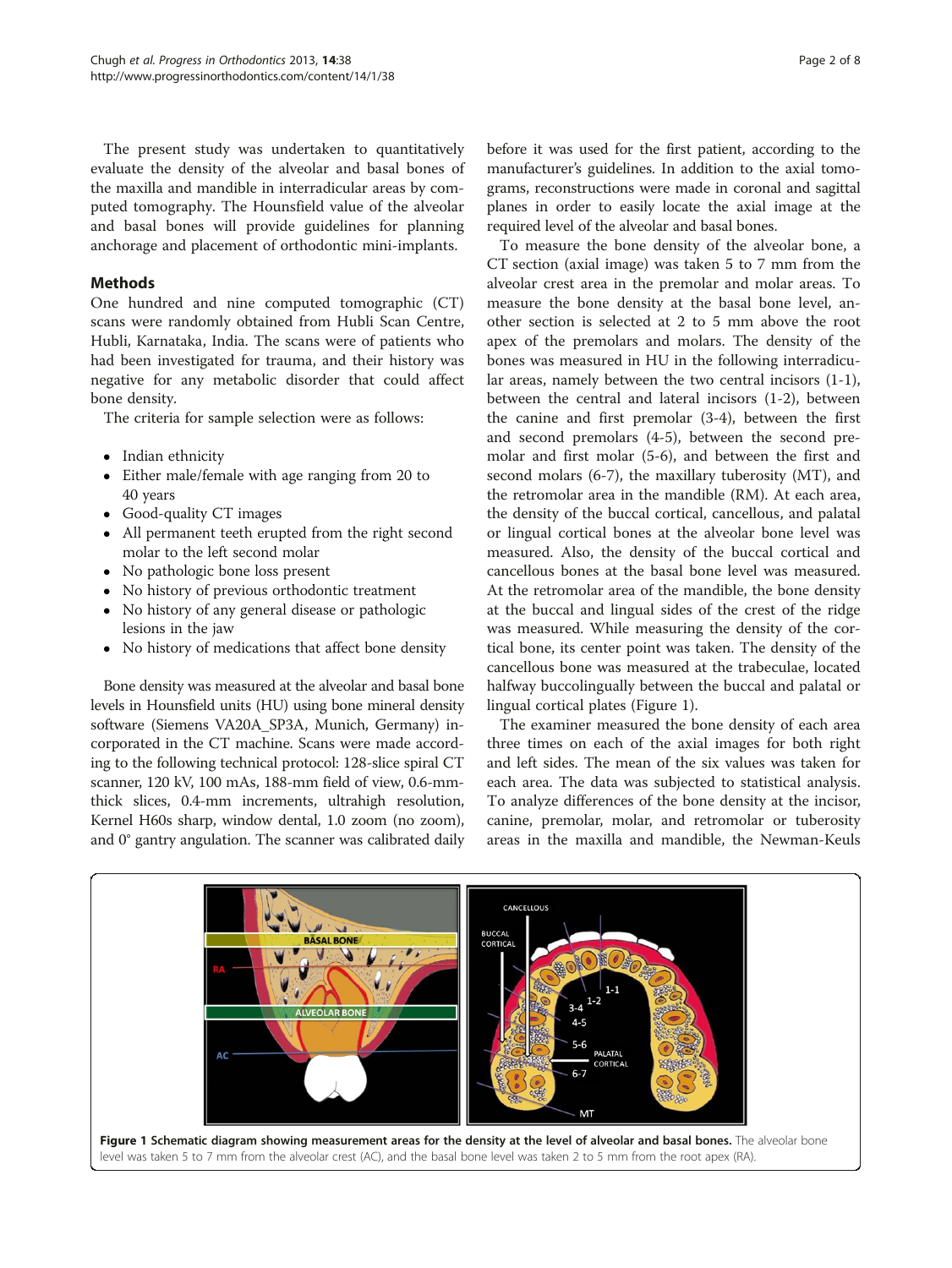The present study was undertaken to quantitatively evaluate the density of the alveolar and basal bones of the maxilla and mandible in interradicular areas by computed tomography. The Hounsfield value of the alveolar and basal bones will provide guidelines for planning anchorage and placement of orthodontic mini-implants.

## Methods

One hundred and nine computed tomographic (CT) scans were randomly obtained from Hubli Scan Centre, Hubli, Karnataka, India. The scans were of patients who had been investigated for trauma, and their history was negative for any metabolic disorder that could affect bone density.

The criteria for sample selection were as follows:

- Indian ethnicity
- Either male/female with age ranging from 20 to 40 years
- Good-quality CT images
- All permanent teeth erupted from the right second molar to the left second molar
- No pathologic bone loss present
- No history of previous orthodontic treatment
- No history of any general disease or pathologic lesions in the jaw
- No history of medications that affect bone density

Bone density was measured at the alveolar and basal bone levels in Hounsfield units (HU) using bone mineral density software (Siemens VA20A_SP3A, Munich, Germany) incorporated in the CT machine. Scans were made according to the following technical protocol: 128-slice spiral CT scanner, 120 kV, 100 mAs, 188-mm field of view, 0.6-mm-thick slices, 0.4-mm increments, ultrahigh resolution, Kernel H60s sharp, window dental, 1.0 zoom (no zoom), and 0° gantry angulation. The scanner was calibrated daily before it was used for the first patient, according to the manufacturer's guidelines. In addition to the axial tomograms, reconstructions were made in coronal and sagittal planes in order to easily locate the axial image at the required level of the alveolar and basal bones.

To measure the bone density of the alveolar bone, a CT section (axial image) was taken 5 to 7 mm from the alveolar crest area in the premolar and molar areas. To measure the bone density at the basal bone level, another section is selected at 2 to 5 mm above the root apex of the premolars and molars. The density of the bones was measured in HU in the following interradicular areas, namely between the two central incisors (1-1), between the central and lateral incisors (1-2), between the canine and first premolar (3-4), between the first and second premolars (4-5), between the second premolar and first molar (5-6), and between the first and second molars (6-7), the maxillary tuberosity (MT), and the retromolar area in the mandible (RM). At each area, the density of the buccal cortical, cancellous, and palatal or lingual cortical bones at the alveolar bone level was measured. Also, the density of the buccal cortical and cancellous bones at the basal bone level was measured. At the retromolar area of the mandible, the bone density at the buccal and lingual sides of the crest of the ridge was measured. While measuring the density of the cortical bone, its center point was taken. The density of the cancellous bone was measured at the trabeculae, located halfway buccolingually between the buccal and palatal or lingual cortical plates (Figure 1).

The examiner measured the bone density of each area three times on each of the axial images for both right and left sides. The mean of the six values was taken for each area. The data was subjected to statistical analysis. To analyze differences of the bone density at the incisor, canine, premolar, molar, and retromolar or tuberosity areas in the maxilla and mandible, the Newman-Keuls

**Figure 1 Schematic diagram showing measurement areas for the density at the level of alveolar and basal bones.** The alveolar bone level was taken 5 to 7 mm from the alveolar crest (AC), and the basal bone level was taken 2 to 5 mm from the root apex (RA).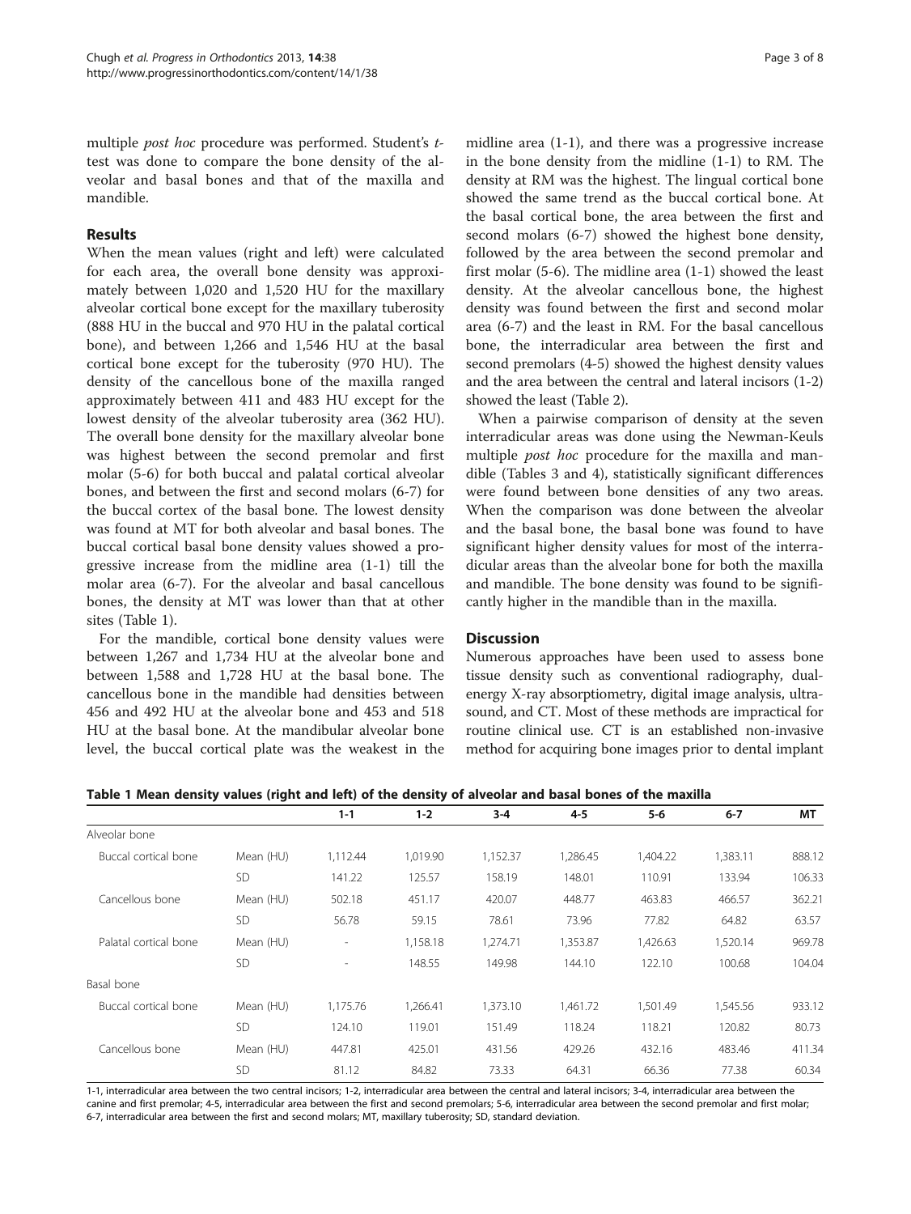multiple *post hoc* procedure was performed. Student's *t*-test was done to compare the bone density of the alveolar and basal bones and that of the maxilla and mandible.

## Results

When the mean values (right and left) were calculated for each area, the overall bone density was approximately between 1,020 and 1,520 HU for the maxillary alveolar cortical bone except for the maxillary tuberosity (888 HU in the buccal and 970 HU in the palatal cortical bone), and between 1,266 and 1,546 HU at the basal cortical bone except for the tuberosity (970 HU). The density of the cancellous bone of the maxilla ranged approximately between 411 and 483 HU except for the lowest density of the alveolar tuberosity area (362 HU). The overall bone density for the maxillary alveolar bone was highest between the second premolar and first molar (5-6) for both buccal and palatal cortical alveolar bones, and between the first and second molars (6-7) for the buccal cortex of the basal bone. The lowest density was found at MT for both alveolar and basal bones. The buccal cortical basal bone density values showed a progressive increase from the midline area (1-1) till the molar area (6-7). For the alveolar and basal cancellous bones, the density at MT was lower than that at other sites (Table 1).

For the mandible, cortical bone density values were between 1,267 and 1,734 HU at the alveolar bone and between 1,588 and 1,728 HU at the basal bone. The cancellous bone in the mandible had densities between 456 and 492 HU at the alveolar bone and 453 and 518 HU at the basal bone. At the mandibular alveolar bone level, the buccal cortical plate was the weakest in the midline area (1-1), and there was a progressive increase in the bone density from the midline (1-1) to RM. The density at RM was the highest. The lingual cortical bone showed the same trend as the buccal cortical bone. At the basal cortical bone, the area between the first and second molars (6-7) showed the highest bone density, followed by the area between the second premolar and first molar (5-6). The midline area (1-1) showed the least density. At the alveolar cancellous bone, the highest density was found between the first and second molar area (6-7) and the least in RM. For the basal cancellous bone, the interradicular area between the first and second premolars (4-5) showed the highest density values and the area between the central and lateral incisors (1-2) showed the least (Table 2).

When a pairwise comparison of density at the seven interradicular areas was done using the Newman-Keuls multiple *post hoc* procedure for the maxilla and mandible (Tables 3 and 4), statistically significant differences were found between bone densities of any two areas. When the comparison was done between the alveolar and the basal bone, the basal bone was found to have significant higher density values for most of the interradicular areas than the alveolar bone for both the maxilla and mandible. The bone density was found to be significantly higher in the mandible than in the maxilla.

## Discussion

Numerous approaches have been used to assess bone tissue density such as conventional radiography, dual-energy X-ray absorptiometry, digital image analysis, ultrasound, and CT. Most of these methods are impractical for routine clinical use. CT is an established non-invasive method for acquiring bone images prior to dental implant

**Table 1 Mean density values (right and left) of the density of alveolar and basal bones of the maxilla**

| | | 1-1 | 1-2 | 3-4 | 4-5 | 5-6 | 6-7 | MT |
|---|---|---|---|---|---|---|---|---|
| Alveolar bone | | | | | | | | |
| Buccal cortical bone | Mean (HU) | 1,112.44 | 1,019.90 | 1,152.37 | 1,286.45 | 1,404.22 | 1,383.11 | 888.12 |
| | SD | 141.22 | 125.57 | 158.19 | 148.01 | 110.91 | 133.94 | 106.33 |
| Cancellous bone | Mean (HU) | 502.18 | 451.17 | 420.07 | 448.77 | 463.83 | 466.57 | 362.21 |
| | SD | 56.78 | 59.15 | 78.61 | 73.96 | 77.82 | 64.82 | 63.57 |
| Palatal cortical bone | Mean (HU) | - | 1,158.18 | 1,274.71 | 1,353.87 | 1,426.63 | 1,520.14 | 969.78 |
| | SD | - | 148.55 | 149.98 | 144.10 | 122.10 | 100.68 | 104.04 |
| Basal bone | | | | | | | | |
| Buccal cortical bone | Mean (HU) | 1,175.76 | 1,266.41 | 1,373.10 | 1,461.72 | 1,501.49 | 1,545.56 | 933.12 |
| | SD | 124.10 | 119.01 | 151.49 | 118.24 | 118.21 | 120.82 | 80.73 |
| Cancellous bone | Mean (HU) | 447.81 | 425.01 | 431.56 | 429.26 | 432.16 | 483.46 | 411.34 |
| | SD | 81.12 | 84.82 | 73.33 | 64.31 | 66.36 | 77.38 | 60.34 |

1-1, interradicular area between the two central incisors; 1-2, interradicular area between the central and lateral incisors; 3-4, interradicular area between the canine and first premolar; 4-5, interradicular area between the first and second premolars; 5-6, interradicular area between the second premolar and first molar; 6-7, interradicular area between the first and second molars; MT, maxillary tuberosity; SD, standard deviation.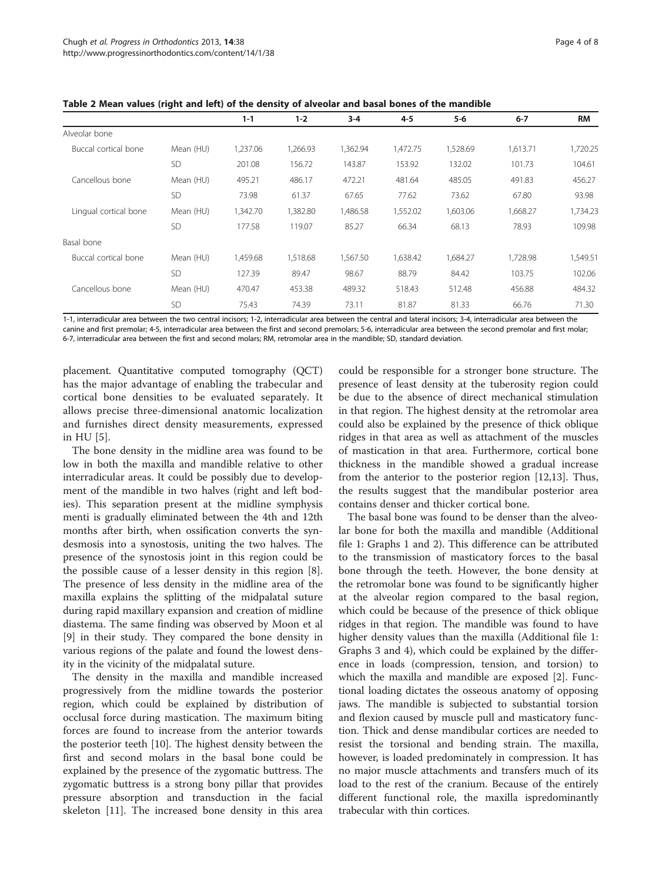**Table 2 Mean values (right and left) of the density of alveolar and basal bones of the mandible**

| | | 1-1 | 1-2 | 3-4 | 4-5 | 5-6 | 6-7 | RM |
|---|---|---|---|---|---|---|---|---|
| Alveolar bone | | | | | | | | |
| Buccal cortical bone | Mean (HU) | 1,237.06 | 1,266.93 | 1,362.94 | 1,472.75 | 1,528.69 | 1,613.71 | 1,720.25 |
| | SD | 201.08 | 156.72 | 143.87 | 153.92 | 132.02 | 101.73 | 104.61 |
| Cancellous bone | Mean (HU) | 495.21 | 486.17 | 472.21 | 481.64 | 485.05 | 491.83 | 456.27 |
| | SD | 73.98 | 61.37 | 67.65 | 77.62 | 73.62 | 67.80 | 93.98 |
| Lingual cortical bone | Mean (HU) | 1,342.70 | 1,382.80 | 1,486.58 | 1,552.02 | 1,603.06 | 1,668.27 | 1,734.23 |
| | SD | 177.58 | 119.07 | 85.27 | 66.34 | 68.13 | 78.93 | 109.98 |
| Basal bone | | | | | | | | |
| Buccal cortical bone | Mean (HU) | 1,459.68 | 1,518.68 | 1,567.50 | 1,638.42 | 1,684.27 | 1,728.98 | 1,549.51 |
| | SD | 127.39 | 89.47 | 98.67 | 88.79 | 84.42 | 103.75 | 102.06 |
| Cancellous bone | Mean (HU) | 470.47 | 453.38 | 489.32 | 518.43 | 512.48 | 456.88 | 484.32 |
| | SD | 75.43 | 74.39 | 73.11 | 81.87 | 81.33 | 66.76 | 71.30 |

1-1, interradicular area between the two central incisors; 1-2, interradicular area between the central and lateral incisors; 3-4, interradicular area between the canine and first premolar; 4-5, interradicular area between the first and second premolars; 5-6, interradicular area between the second premolar and first molar; 6-7, interradicular area between the first and second molars; RM, retromolar area in the mandible; SD, standard deviation.

placement. Quantitative computed tomography (QCT) has the major advantage of enabling the trabecular and cortical bone densities to be evaluated separately. It allows precise three-dimensional anatomic localization and furnishes direct density measurements, expressed in HU [5].

The bone density in the midline area was found to be low in both the maxilla and mandible relative to other interradicular areas. It could be possibly due to development of the mandible in two halves (right and left bodies). This separation present at the midline symphysis menti is gradually eliminated between the 4th and 12th months after birth, when ossification converts the syndesmosis into a synostosis, uniting the two halves. The presence of the synostosis joint in this region could be the possible cause of a lesser density in this region [8]. The presence of less density in the midline area of the maxilla explains the splitting of the midpalatal suture during rapid maxillary expansion and creation of midline diastema. The same finding was observed by Moon et al [9] in their study. They compared the bone density in various regions of the palate and found the lowest density in the vicinity of the midpalatal suture.

The density in the maxilla and mandible increased progressively from the midline towards the posterior region, which could be explained by distribution of occlusal force during mastication. The maximum biting forces are found to increase from the anterior towards the posterior teeth [10]. The highest density between the first and second molars in the basal bone could be explained by the presence of the zygomatic buttress. The zygomatic buttress is a strong bony pillar that provides pressure absorption and transduction in the facial skeleton [11]. The increased bone density in this area could be responsible for a stronger bone structure. The presence of least density at the tuberosity region could be due to the absence of direct mechanical stimulation in that region. The highest density at the retromolar area could also be explained by the presence of thick oblique ridges in that area as well as attachment of the muscles of mastication in that area. Furthermore, cortical bone thickness in the mandible showed a gradual increase from the anterior to the posterior region [12,13]. Thus, the results suggest that the mandibular posterior area contains denser and thicker cortical bone.

The basal bone was found to be denser than the alveolar bone for both the maxilla and mandible (Additional file 1: Graphs 1 and 2). This difference can be attributed to the transmission of masticatory forces to the basal bone through the teeth. However, the bone density at the retromolar bone was found to be significantly higher at the alveolar region compared to the basal region, which could be because of the presence of thick oblique ridges in that region. The mandible was found to have higher density values than the maxilla (Additional file 1: Graphs 3 and 4), which could be explained by the difference in loads (compression, tension, and torsion) to which the maxilla and mandible are exposed [2]. Functional loading dictates the osseous anatomy of opposing jaws. The mandible is subjected to substantial torsion and flexion caused by muscle pull and masticatory function. Thick and dense mandibular cortices are needed to resist the torsional and bending strain. The maxilla, however, is loaded predominately in compression. It has no major muscle attachments and transfers much of its load to the rest of the cranium. Because of the entirely different functional role, the maxilla ispredominantly trabecular with thin cortices.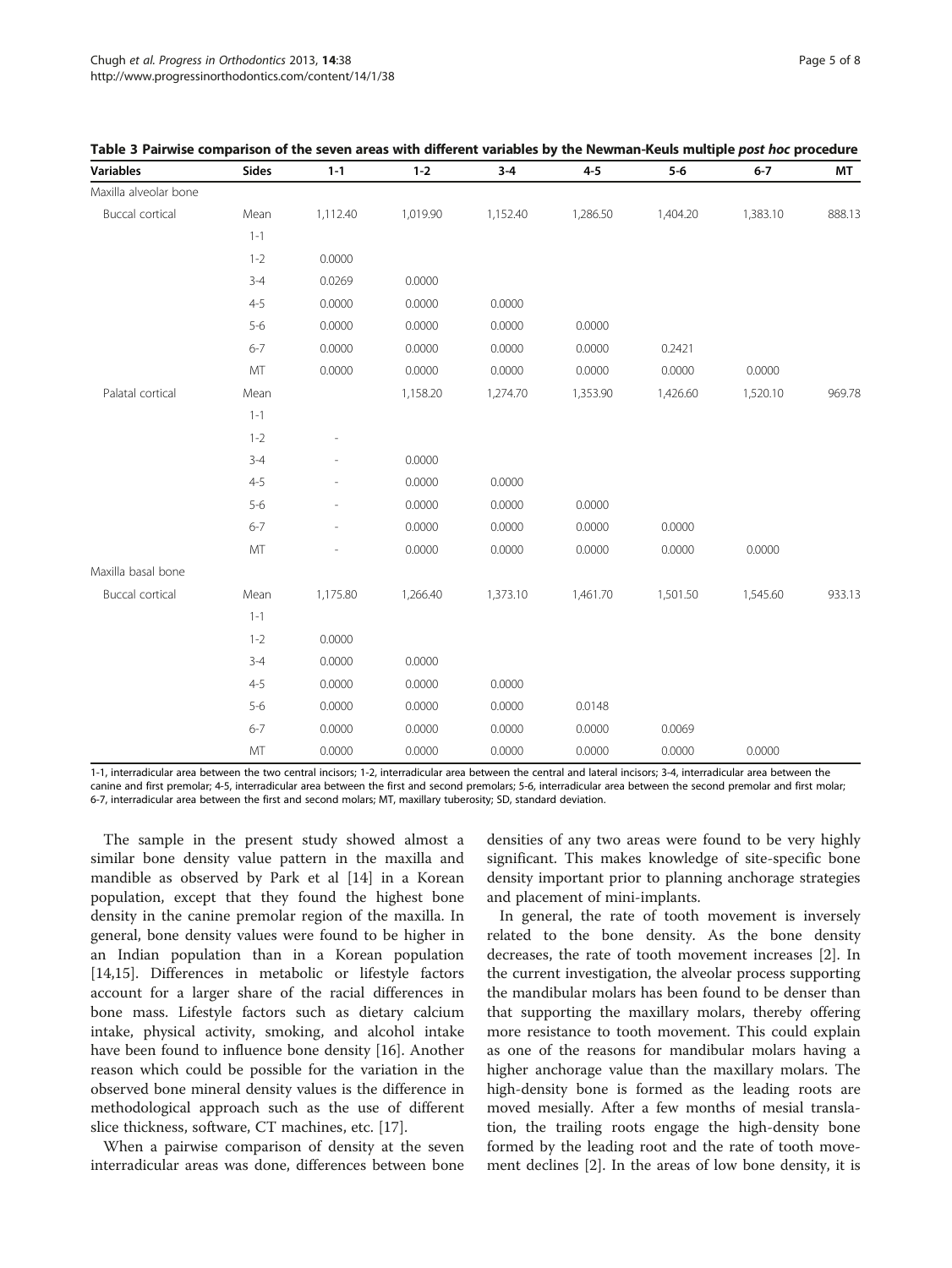**Table 3 Pairwise comparison of the seven areas with different variables by the Newman-Keuls multiple *post hoc* procedure**

| Variables | Sides | 1-1 | 1-2 | 3-4 | 4-5 | 5-6 | 6-7 | MT |
|---|---|---|---|---|---|---|---|---|
| Maxilla alveolar bone | | | | | | | | |
| Buccal cortical | Mean | 1,112.40 | 1,019.90 | 1,152.40 | 1,286.50 | 1,404.20 | 1,383.10 | 888.13 |
| | 1-1 | | | | | | | |
| | 1-2 | 0.0000 | | | | | | |
| | 3-4 | 0.0269 | 0.0000 | | | | | |
| | 4-5 | 0.0000 | 0.0000 | 0.0000 | | | | |
| | 5-6 | 0.0000 | 0.0000 | 0.0000 | 0.0000 | | | |
| | 6-7 | 0.0000 | 0.0000 | 0.0000 | 0.0000 | 0.2421 | | |
| | MT | 0.0000 | 0.0000 | 0.0000 | 0.0000 | 0.0000 | 0.0000 | |
| Palatal cortical | Mean | | 1,158.20 | 1,274.70 | 1,353.90 | 1,426.60 | 1,520.10 | 969.78 |
| | 1-1 | | | | | | | |
| | 1-2 | - | | | | | | |
| | 3-4 | - | 0.0000 | | | | | |
| | 4-5 | - | 0.0000 | 0.0000 | | | | |
| | 5-6 | - | 0.0000 | 0.0000 | 0.0000 | | | |
| | 6-7 | - | 0.0000 | 0.0000 | 0.0000 | 0.0000 | | |
| | MT | - | 0.0000 | 0.0000 | 0.0000 | 0.0000 | 0.0000 | |
| Maxilla basal bone | | | | | | | | |
| Buccal cortical | Mean | 1,175.80 | 1,266.40 | 1,373.10 | 1,461.70 | 1,501.50 | 1,545.60 | 933.13 |
| | 1-1 | | | | | | | |
| | 1-2 | 0.0000 | | | | | | |
| | 3-4 | 0.0000 | 0.0000 | | | | | |
| | 4-5 | 0.0000 | 0.0000 | 0.0000 | | | | |
| | 5-6 | 0.0000 | 0.0000 | 0.0000 | 0.0148 | | | |
| | 6-7 | 0.0000 | 0.0000 | 0.0000 | 0.0000 | 0.0069 | | |
| | MT | 0.0000 | 0.0000 | 0.0000 | 0.0000 | 0.0000 | 0.0000 | |

1-1, interradicular area between the two central incisors; 1-2, interradicular area between the central and lateral incisors; 3-4, interradicular area between the canine and first premolar; 4-5, interradicular area between the first and second premolars; 5-6, interradicular area between the second premolar and first molar; 6-7, interradicular area between the first and second molars; MT, maxillary tuberosity; SD, standard deviation.

The sample in the present study showed almost a similar bone density value pattern in the maxilla and mandible as observed by Park et al [14] in a Korean population, except that they found the highest bone density in the canine premolar region of the maxilla. In general, bone density values were found to be higher in an Indian population than in a Korean population [14,15]. Differences in metabolic or lifestyle factors account for a larger share of the racial differences in bone mass. Lifestyle factors such as dietary calcium intake, physical activity, smoking, and alcohol intake have been found to influence bone density [16]. Another reason which could be possible for the variation in the observed bone mineral density values is the difference in methodological approach such as the use of different slice thickness, software, CT machines, etc. [17].

When a pairwise comparison of density at the seven interradicular areas was done, differences between bone densities of any two areas were found to be very highly significant. This makes knowledge of site-specific bone density important prior to planning anchorage strategies and placement of mini-implants.

In general, the rate of tooth movement is inversely related to the bone density. As the bone density decreases, the rate of tooth movement increases [2]. In the current investigation, the alveolar process supporting the mandibular molars has been found to be denser than that supporting the maxillary molars, thereby offering more resistance to tooth movement. This could explain as one of the reasons for mandibular molars having a higher anchorage value than the maxillary molars. The high-density bone is formed as the leading roots are moved mesially. After a few months of mesial translation, the trailing roots engage the high-density bone formed by the leading root and the rate of tooth movement declines [2]. In the areas of low bone density, it is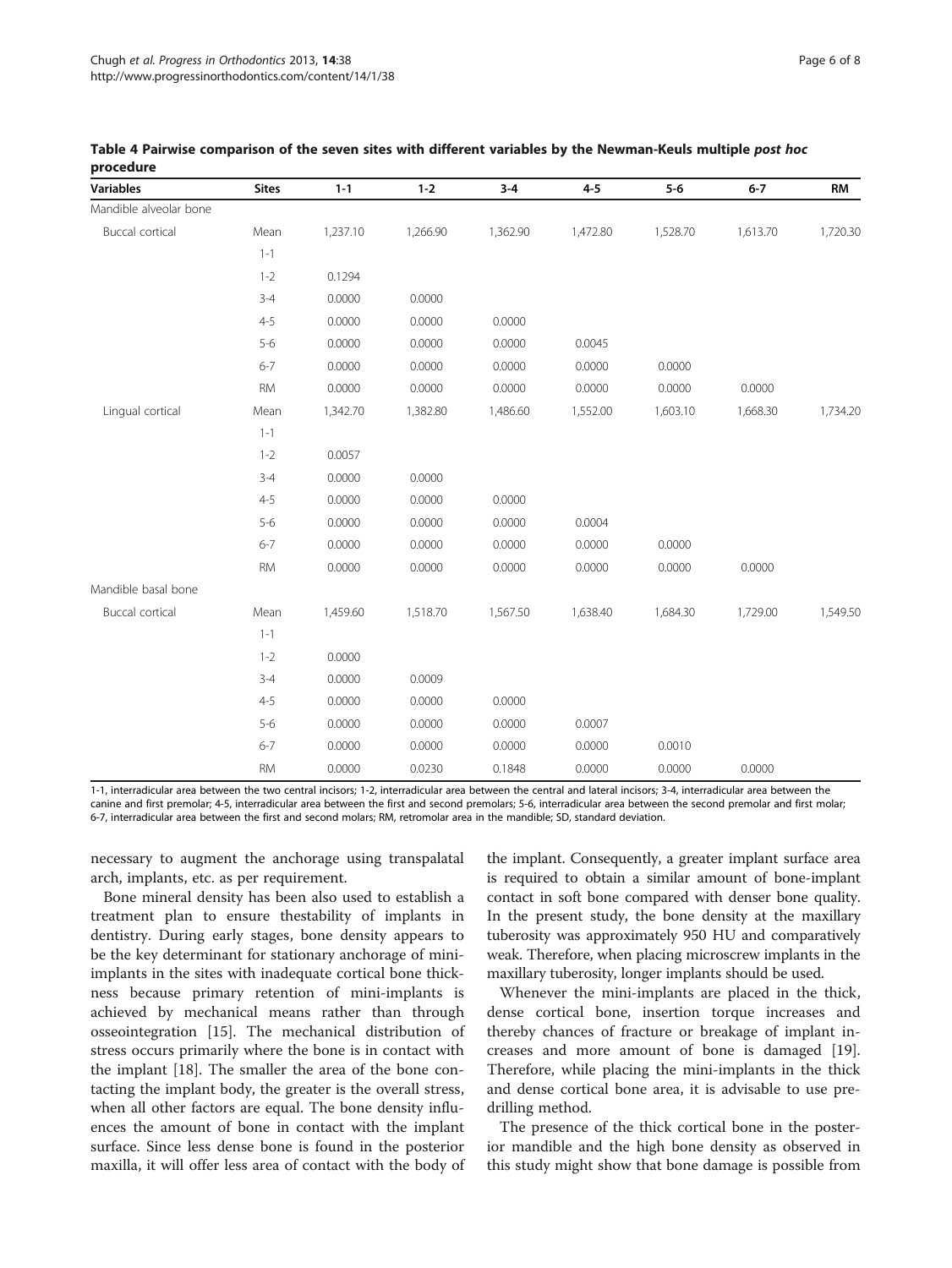**Table 4 Pairwise comparison of the seven sites with different variables by the Newman-Keuls multiple *post hoc* procedure**

| Variables | Sites | 1-1 | 1-2 | 3-4 | 4-5 | 5-6 | 6-7 | RM |
|---|---|---|---|---|---|---|---|---|
| Mandible alveolar bone | | | | | | | | |
| Buccal cortical | Mean | 1,237.10 | 1,266.90 | 1,362.90 | 1,472.80 | 1,528.70 | 1,613.70 | 1,720.30 |
| | 1-1 | | | | | | | |
| | 1-2 | 0.1294 | | | | | | |
| | 3-4 | 0.0000 | 0.0000 | | | | | |
| | 4-5 | 0.0000 | 0.0000 | 0.0000 | | | | |
| | 5-6 | 0.0000 | 0.0000 | 0.0000 | 0.0045 | | | |
| | 6-7 | 0.0000 | 0.0000 | 0.0000 | 0.0000 | 0.0000 | | |
| | RM | 0.0000 | 0.0000 | 0.0000 | 0.0000 | 0.0000 | 0.0000 | |
| Lingual cortical | Mean | 1,342.70 | 1,382.80 | 1,486.60 | 1,552.00 | 1,603.10 | 1,668.30 | 1,734.20 |
| | 1-1 | | | | | | | |
| | 1-2 | 0.0057 | | | | | | |
| | 3-4 | 0.0000 | 0.0000 | | | | | |
| | 4-5 | 0.0000 | 0.0000 | 0.0000 | | | | |
| | 5-6 | 0.0000 | 0.0000 | 0.0000 | 0.0004 | | | |
| | 6-7 | 0.0000 | 0.0000 | 0.0000 | 0.0000 | 0.0000 | | |
| | RM | 0.0000 | 0.0000 | 0.0000 | 0.0000 | 0.0000 | 0.0000 | |
| Mandible basal bone | | | | | | | | |
| Buccal cortical | Mean | 1,459.60 | 1,518.70 | 1,567.50 | 1,638.40 | 1,684.30 | 1,729.00 | 1,549.50 |
| | 1-1 | | | | | | | |
| | 1-2 | 0.0000 | | | | | | |
| | 3-4 | 0.0000 | 0.0009 | | | | | |
| | 4-5 | 0.0000 | 0.0000 | 0.0000 | | | | |
| | 5-6 | 0.0000 | 0.0000 | 0.0000 | 0.0007 | | | |
| | 6-7 | 0.0000 | 0.0000 | 0.0000 | 0.0000 | 0.0010 | | |
| | RM | 0.0000 | 0.0230 | 0.1848 | 0.0000 | 0.0000 | 0.0000 | |

1-1, interradicular area between the two central incisors; 1-2, interradicular area between the central and lateral incisors; 3-4, interradicular area between the canine and first premolar; 4-5, interradicular area between the first and second premolars; 5-6, interradicular area between the second premolar and first molar; 6-7, interradicular area between the first and second molars; RM, retromolar area in the mandible; SD, standard deviation.

necessary to augment the anchorage using transpalatal arch, implants, etc. as per requirement.

Bone mineral density has been also used to establish a treatment plan to ensure thestability of implants in dentistry. During early stages, bone density appears to be the key determinant for stationary anchorage of mini-implants in the sites with inadequate cortical bone thickness because primary retention of mini-implants is achieved by mechanical means rather than through osseointegration [15]. The mechanical distribution of stress occurs primarily where the bone is in contact with the implant [18]. The smaller the area of the bone contacting the implant body, the greater is the overall stress, when all other factors are equal. The bone density influences the amount of bone in contact with the implant surface. Since less dense bone is found in the posterior maxilla, it will offer less area of contact with the body of the implant. Consequently, a greater implant surface area is required to obtain a similar amount of bone-implant contact in soft bone compared with denser bone quality. In the present study, the bone density at the maxillary tuberosity was approximately 950 HU and comparatively weak. Therefore, when placing microscrew implants in the maxillary tuberosity, longer implants should be used.

Whenever the mini-implants are placed in the thick, dense cortical bone, insertion torque increases and thereby chances of fracture or breakage of implant increases and more amount of bone is damaged [19]. Therefore, while placing the mini-implants in the thick and dense cortical bone area, it is advisable to use pre-drilling method.

The presence of the thick cortical bone in the posterior mandible and the high bone density as observed in this study might show that bone damage is possible from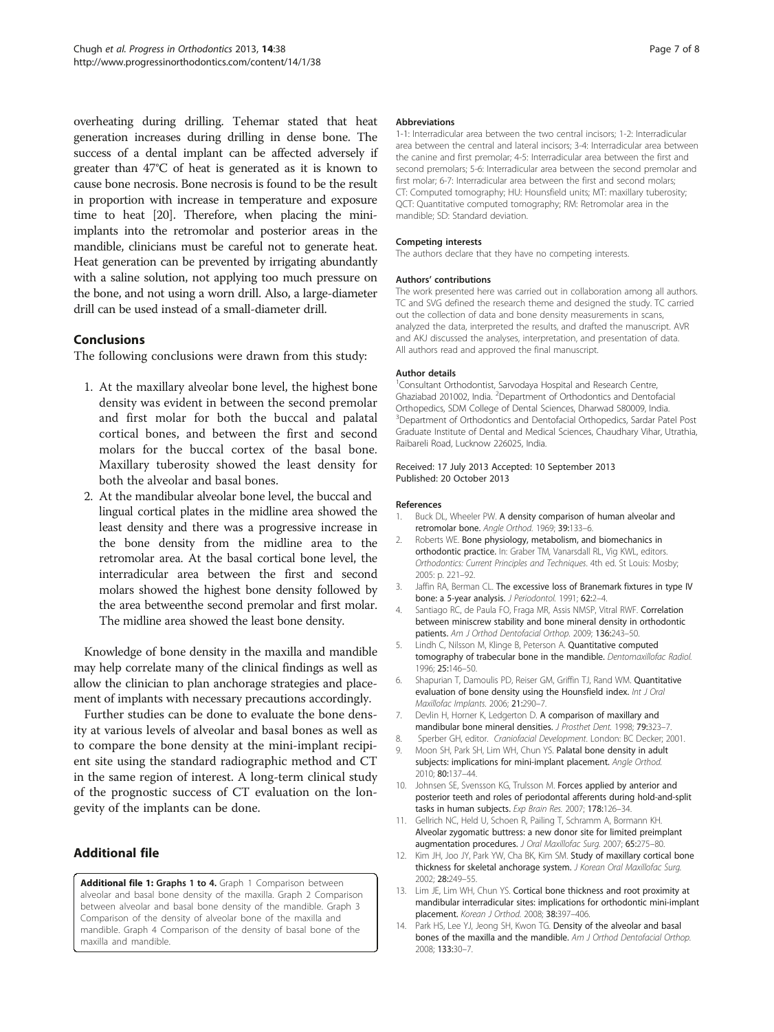overheating during drilling. Tehemar stated that heat generation increases during drilling in dense bone. The success of a dental implant can be affected adversely if greater than 47°C of heat is generated as it is known to cause bone necrosis. Bone necrosis is found to be the result in proportion with increase in temperature and exposure time to heat [20]. Therefore, when placing the mini-implants into the retromolar and posterior areas in the mandible, clinicians must be careful not to generate heat. Heat generation can be prevented by irrigating abundantly with a saline solution, not applying too much pressure on the bone, and not using a worn drill. Also, a large-diameter drill can be used instead of a small-diameter drill.

## Conclusions

The following conclusions were drawn from this study:

1. At the maxillary alveolar bone level, the highest bone density was evident in between the second premolar and first molar for both the buccal and palatal cortical bones, and between the first and second molars for the buccal cortex of the basal bone. Maxillary tuberosity showed the least density for both the alveolar and basal bones.
2. At the mandibular alveolar bone level, the buccal and lingual cortical plates in the midline area showed the least density and there was a progressive increase in the bone density from the midline area to the retromolar area. At the basal cortical bone level, the interradicular area between the first and second molars showed the highest bone density followed by the area betweenthe second premolar and first molar. The midline area showed the least bone density.

Knowledge of bone density in the maxilla and mandible may help correlate many of the clinical findings as well as allow the clinician to plan anchorage strategies and placement of implants with necessary precautions accordingly.

Further studies can be done to evaluate the bone density at various levels of alveolar and basal bones as well as to compare the bone density at the mini-implant recipient site using the standard radiographic method and CT in the same region of interest. A long-term clinical study of the prognostic success of CT evaluation on the longevity of the implants can be done.

## Additional file

**Additional file 1: Graphs 1 to 4.** Graph 1 Comparison between alveolar and basal bone density of the maxilla. Graph 2 Comparison between alveolar and basal bone density of the mandible. Graph 3 Comparison of the density of alveolar bone of the maxilla and mandible. Graph 4 Comparison of the density of basal bone of the maxilla and mandible.

#### Abbreviations

1-1: Interradicular area between the two central incisors; 1-2: Interradicular area between the central and lateral incisors; 3-4: Interradicular area between the canine and first premolar; 4-5: Interradicular area between the first and second premolars; 5-6: Interradicular area between the second premolar and first molar; 6-7: Interradicular area between the first and second molars; CT: Computed tomography; HU: Hounsfield units; MT: maxillary tuberosity; QCT: Quantitative computed tomography; RM: Retromolar area in the mandible; SD: Standard deviation.

#### Competing interests

The authors declare that they have no competing interests.

#### Authors' contributions

The work presented here was carried out in collaboration among all authors. TC and SVG defined the research theme and designed the study. TC carried out the collection of data and bone density measurements in scans, analyzed the data, interpreted the results, and drafted the manuscript. AVR and AKJ discussed the analyses, interpretation, and presentation of data. All authors read and approved the final manuscript.

#### Author details

[1]Consultant Orthodontist, Sarvodaya Hospital and Research Centre, Ghaziabad 201002, India. [2]Department of Orthodontics and Dentofacial Orthopedics, SDM College of Dental Sciences, Dharwad 580009, India. [3]Department of Orthodontics and Dentofacial Orthopedics, Sardar Patel Post Graduate Institute of Dental and Medical Sciences, Chaudhary Vihar, Utrathia, Raibareli Road, Lucknow 226025, India.

Received: 17 July 2013 Accepted: 10 September 2013
Published: 20 October 2013

#### References

1. Buck DL, Wheeler PW. A density comparison of human alveolar and retromolar bone. *Angle Orthod.* 1969; **39**:133–6.
2. Roberts WE. Bone physiology, metabolism, and biomechanics in orthodontic practice. In: Graber TM, Vanarsdall RL, Vig KWL, editors. *Orthodontics: Current Principles and Techniques*. 4th ed. St Louis: Mosby; 2005: p. 221–92.
3. Jaffin RA, Berman CL. The excessive loss of Branemark fixtures in type IV bone: a 5-year analysis. *J Periodontol.* 1991; **62**:2–4.
4. Santiago RC, de Paula FO, Fraga MR, Assis NMSP, Vitral RWF. Correlation between miniscrew stability and bone mineral density in orthodontic patients. *Am J Orthod Dentofacial Orthop.* 2009; **136**:243–50.
5. Lindh C, Nilsson M, Klinge B, Peterson A. Quantitative computed tomography of trabecular bone in the mandible. *Dentomaxillofac Radiol.* 1996; **25**:146–50.
6. Shapurian T, Damoulis PD, Reiser GM, Griffin TJ, Rand WM. Quantitative evaluation of bone density using the Hounsfield index. *Int J Oral Maxillofac Implants.* 2006; **21**:290–7.
7. Devlin H, Horner K, Ledgerton D. A comparison of maxillary and mandibular bone mineral densities. *J Prosthet Dent.* 1998; **79**:323–7.
8. Sperber GH, editor. *Craniofacial Development*. London: BC Decker; 2001.
9. Moon SH, Park SH, Lim WH, Chun YS. Palatal bone density in adult subjects: implications for mini-implant placement. *Angle Orthod.* 2010; **80**:137–44.
10. Johnsen SE, Svensson KG, Trulsson M. Forces applied by anterior and posterior teeth and roles of periodontal afferents during hold-and-split tasks in human subjects. *Exp Brain Res.* 2007; **178**:126–34.
11. Gellrich NC, Held U, Schoen R, Pailing T, Schramm A, Bormann KH. Alveolar zygomatic buttress: a new donor site for limited preimplant augmentation procedures. *J Oral Maxillofac Surg.* 2007; **65**:275–80.
12. Kim JH, Joo JY, Park YW, Cha BK, Kim SM. Study of maxillary cortical bone thickness for skeletal anchorage system. *J Korean Oral Maxillofac Surg.* 2002; **28**:249–55.
13. Lim JE, Lim WH, Chun YS. Cortical bone thickness and root proximity at mandibular interradicular sites: implications for orthodontic mini-implant placement. *Korean J Orthod.* 2008; **38**:397–406.
14. Park HS, Lee YJ, Jeong SH, Kwon TG. Density of the alveolar and basal bones of the maxilla and the mandible. *Am J Orthod Dentofacial Orthop.* 2008; **133**:30–7.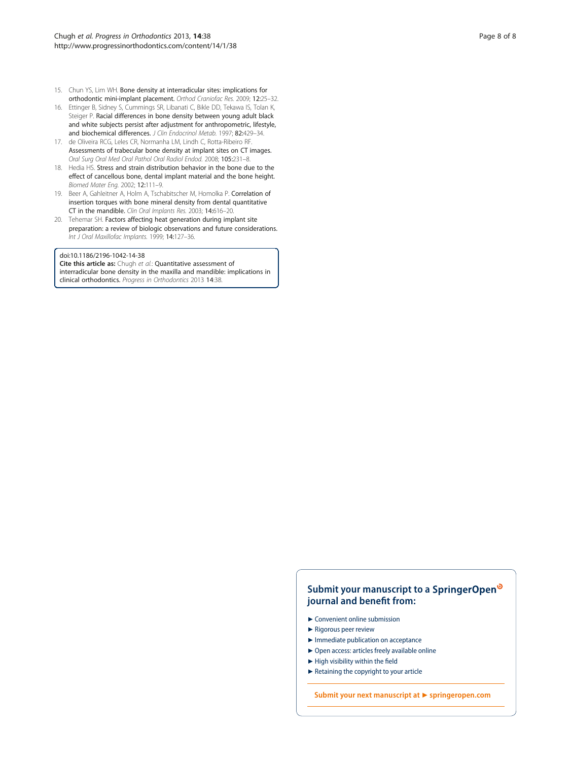15. Chun YS, Lim WH. Bone density at interradicular sites: implications for orthodontic mini-implant placement. *Orthod Craniofac Res.* 2009; **12**:25–32.
16. Ettinger B, Sidney S, Cummings SR, Libanati C, Bikle DD, Tekawa IS, Tolan K, Steiger P. Racial differences in bone density between young adult black and white subjects persist after adjustment for anthropometric, lifestyle, and biochemical differences. *J Clin Endocrinol Metab.* 1997; **82**:429–34.
17. de Oliveira RCG, Leles CR, Normanha LM, Lindh C, Rotta-Ribeiro RF. Assessments of trabecular bone density at implant sites on CT images. *Oral Surg Oral Med Oral Pathol Oral Radiol Endod.* 2008; **105**:231–8.
18. Hedia HS. Stress and strain distribution behavior in the bone due to the effect of cancellous bone, dental implant material and the bone height. *Biomed Mater Eng.* 2002; **12**:111–9.
19. Beer A, Gahleitner A, Holm A, Tschabitscher M, Homolka P. Correlation of insertion torques with bone mineral density from dental quantitative CT in the mandible. *Clin Oral Implants Res.* 2003; **14**:616–20.
20. Tehemar SH. Factors affecting heat generation during implant site preparation: a review of biologic observations and future considerations. *Int J Oral Maxillofac Implants.* 1999; **14**:127–36.

doi:10.1186/2196-1042-14-38
**Cite this article as:** Chugh *et al.*: Quantitative assessment of interradicular bone density in the maxilla and mandible: implications in clinical orthodontics. *Progress in Orthodontics* 2013 **14**:38.

**Submit your manuscript to a SpringerOpen journal and benefit from:**

- ► Convenient online submission
- ► Rigorous peer review
- ► Immediate publication on acceptance
- ► Open access: articles freely available online
- ► High visibility within the field
- ► Retaining the copyright to your article

**Submit your next manuscript at ► springeropen.com**